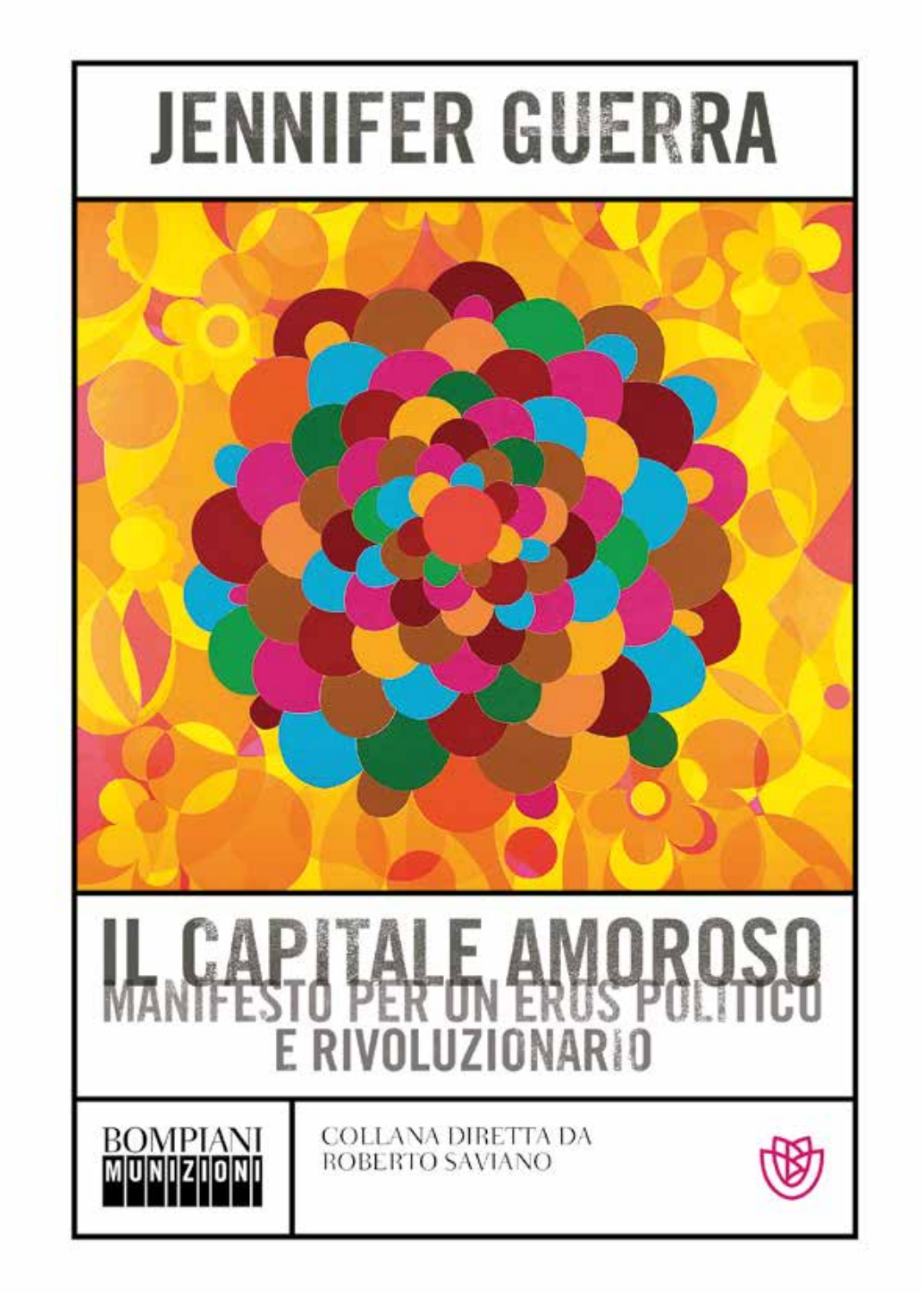# JENNIFER GUERRA

# IL CAPITALE AMOROSO

## MANIFESTO PER UN EROS POLITICO E RIVOLUZIONARIO

BOMPIANI MUNIZIONI

COLLANA DIRETTA DA ROBERTO SAVIANO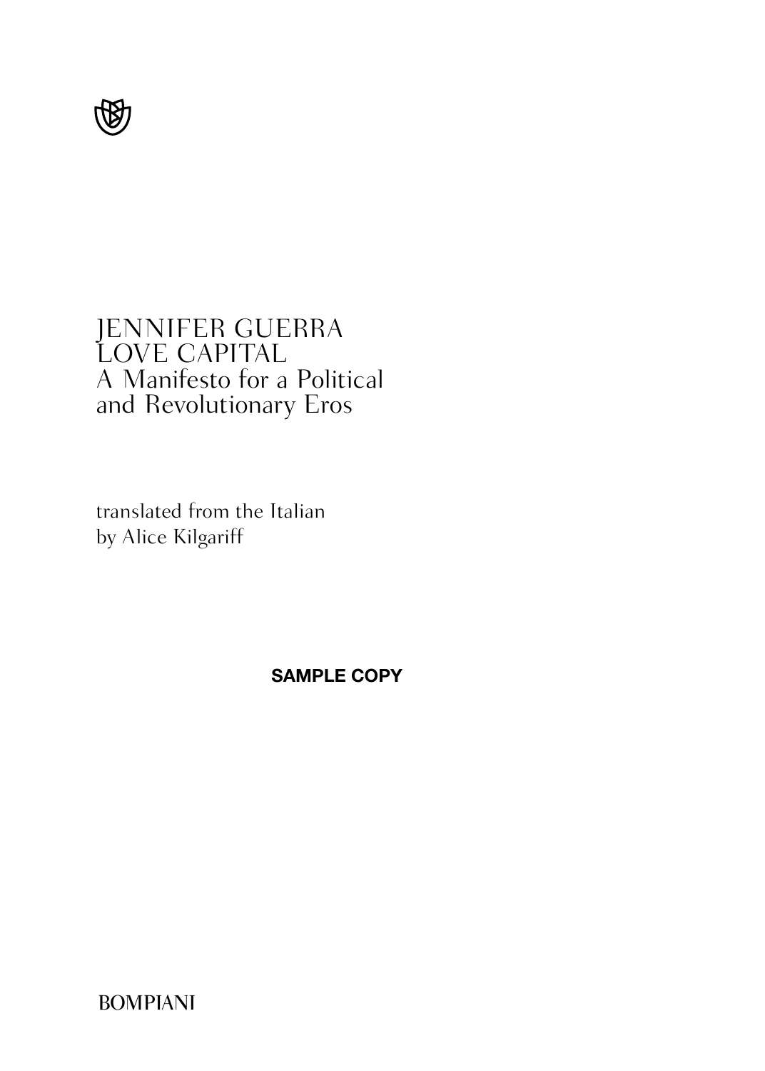JENNIFER GUERRA
LOVE CAPITAL
A Manifesto for a Political and Revolutionary Eros

translated from the Italian
by Alice Kilgariff

**SAMPLE COPY**

BOMPIANI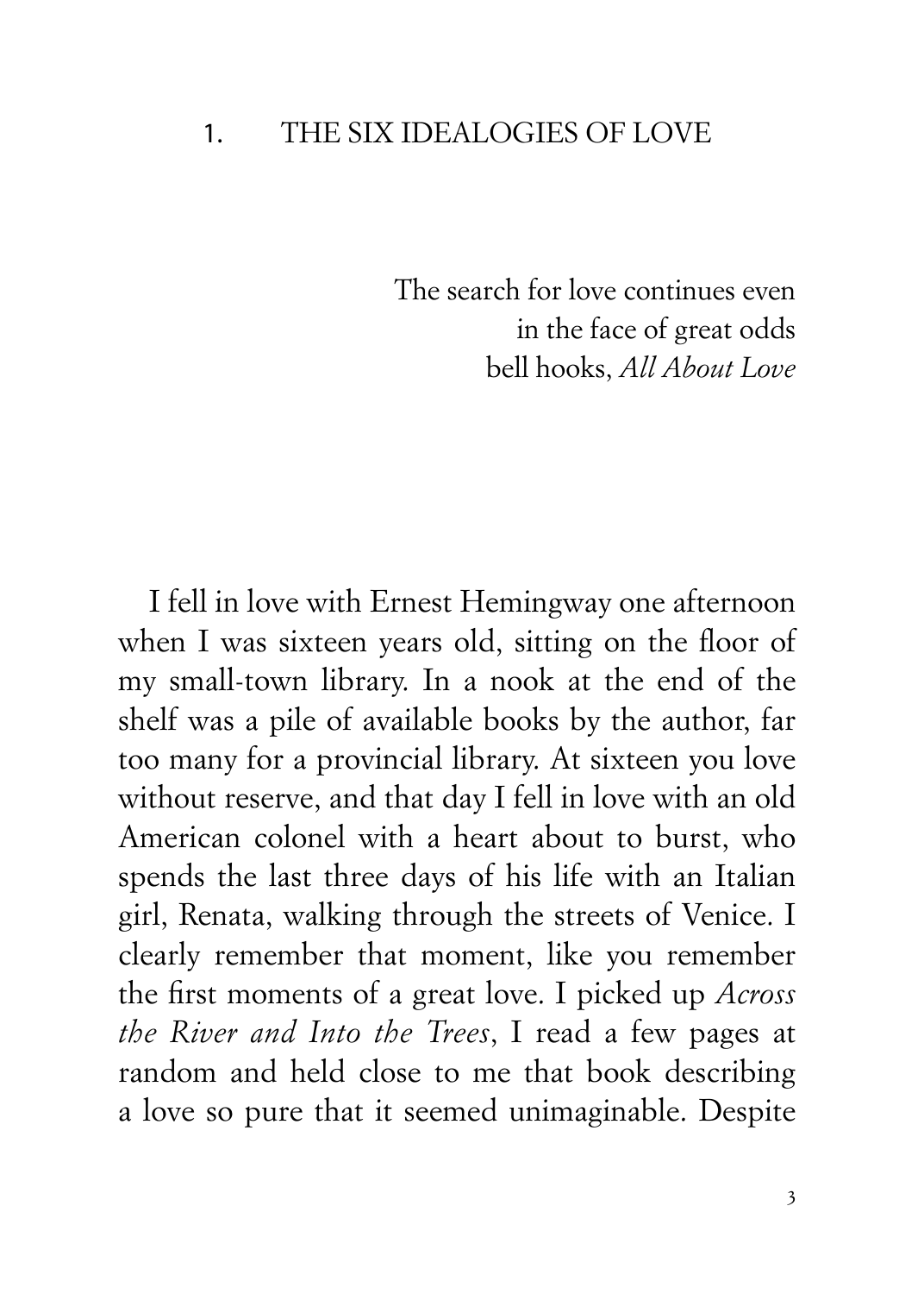# 1. THE SIX IDEALOGIES OF LOVE

> The search for love continues even
> in the face of great odds
> bell hooks, *All About Love*

I fell in love with Ernest Hemingway one afternoon when I was sixteen years old, sitting on the floor of my small-town library. In a nook at the end of the shelf was a pile of available books by the author, far too many for a provincial library. At sixteen you love without reserve, and that day I fell in love with an old American colonel with a heart about to burst, who spends the last three days of his life with an Italian girl, Renata, walking through the streets of Venice. I clearly remember that moment, like you remember the first moments of a great love. I picked up *Across the River and Into the Trees*, I read a few pages at random and held close to me that book describing a love so pure that it seemed unimaginable. Despite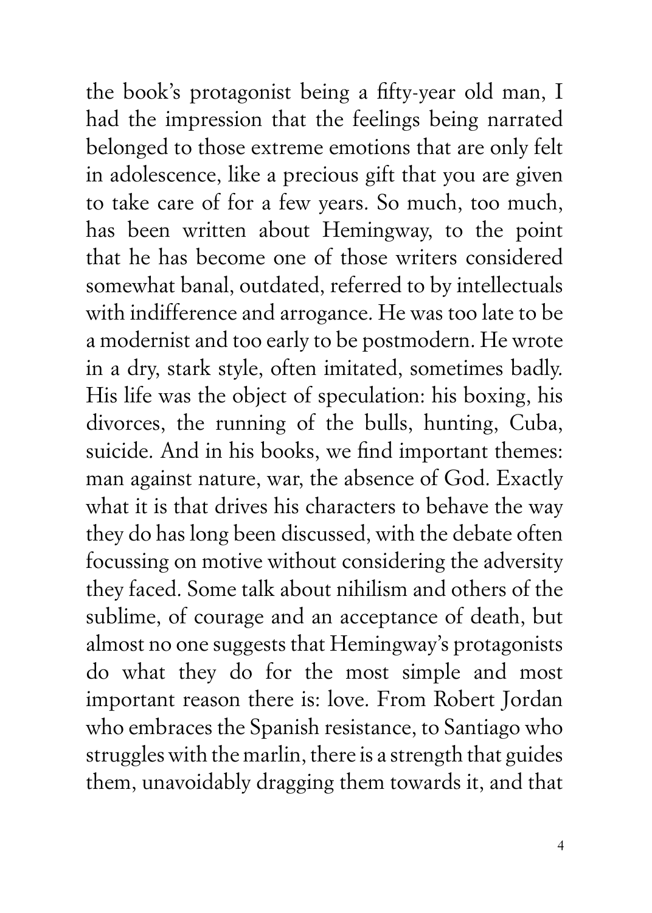the book's protagonist being a fifty-year old man, I had the impression that the feelings being narrated belonged to those extreme emotions that are only felt in adolescence, like a precious gift that you are given to take care of for a few years. So much, too much, has been written about Hemingway, to the point that he has become one of those writers considered somewhat banal, outdated, referred to by intellectuals with indifference and arrogance. He was too late to be a modernist and too early to be postmodern. He wrote in a dry, stark style, often imitated, sometimes badly. His life was the object of speculation: his boxing, his divorces, the running of the bulls, hunting, Cuba, suicide. And in his books, we find important themes: man against nature, war, the absence of God. Exactly what it is that drives his characters to behave the way they do has long been discussed, with the debate often focussing on motive without considering the adversity they faced. Some talk about nihilism and others of the sublime, of courage and an acceptance of death, but almost no one suggests that Hemingway's protagonists do what they do for the most simple and most important reason there is: love. From Robert Jordan who embraces the Spanish resistance, to Santiago who struggles with the marlin, there is a strength that guides them, unavoidably dragging them towards it, and that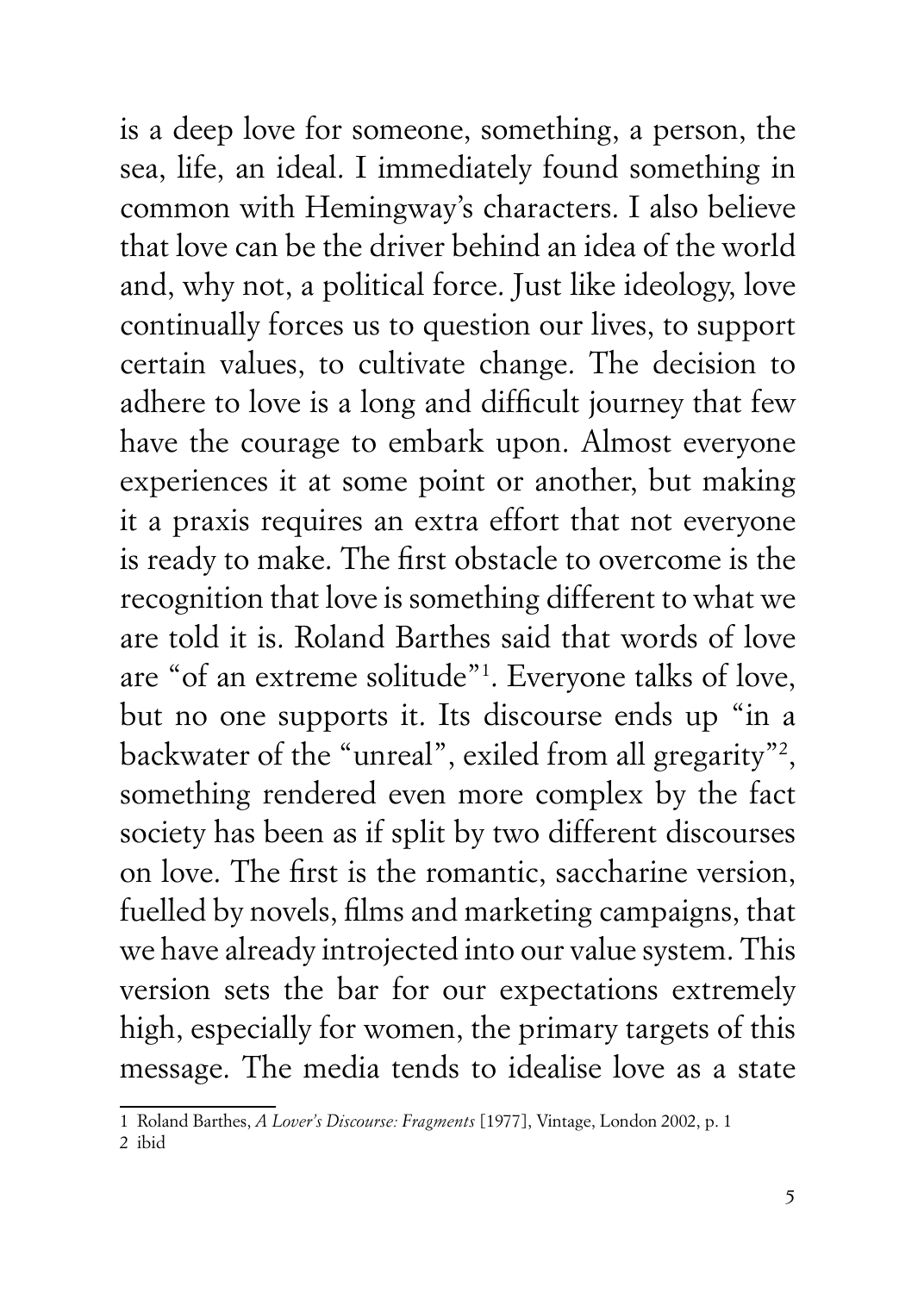is a deep love for someone, something, a person, the sea, life, an ideal. I immediately found something in common with Hemingway's characters. I also believe that love can be the driver behind an idea of the world and, why not, a political force. Just like ideology, love continually forces us to question our lives, to support certain values, to cultivate change. The decision to adhere to love is a long and difficult journey that few have the courage to embark upon. Almost everyone experiences it at some point or another, but making it a praxis requires an extra effort that not everyone is ready to make. The first obstacle to overcome is the recognition that love is something different to what we are told it is. Roland Barthes said that words of love are "of an extreme solitude"[1]. Everyone talks of love, but no one supports it. Its discourse ends up "in a backwater of the "unreal", exiled from all gregarity"[2], something rendered even more complex by the fact society has been as if split by two different discourses on love. The first is the romantic, saccharine version, fuelled by novels, films and marketing campaigns, that we have already introjected into our value system. This version sets the bar for our expectations extremely high, especially for women, the primary targets of this message. The media tends to idealise love as a state

---

1 Roland Barthes, *A Lover's Discourse: Fragments* [1977], Vintage, London 2002, p. 1

2 ibid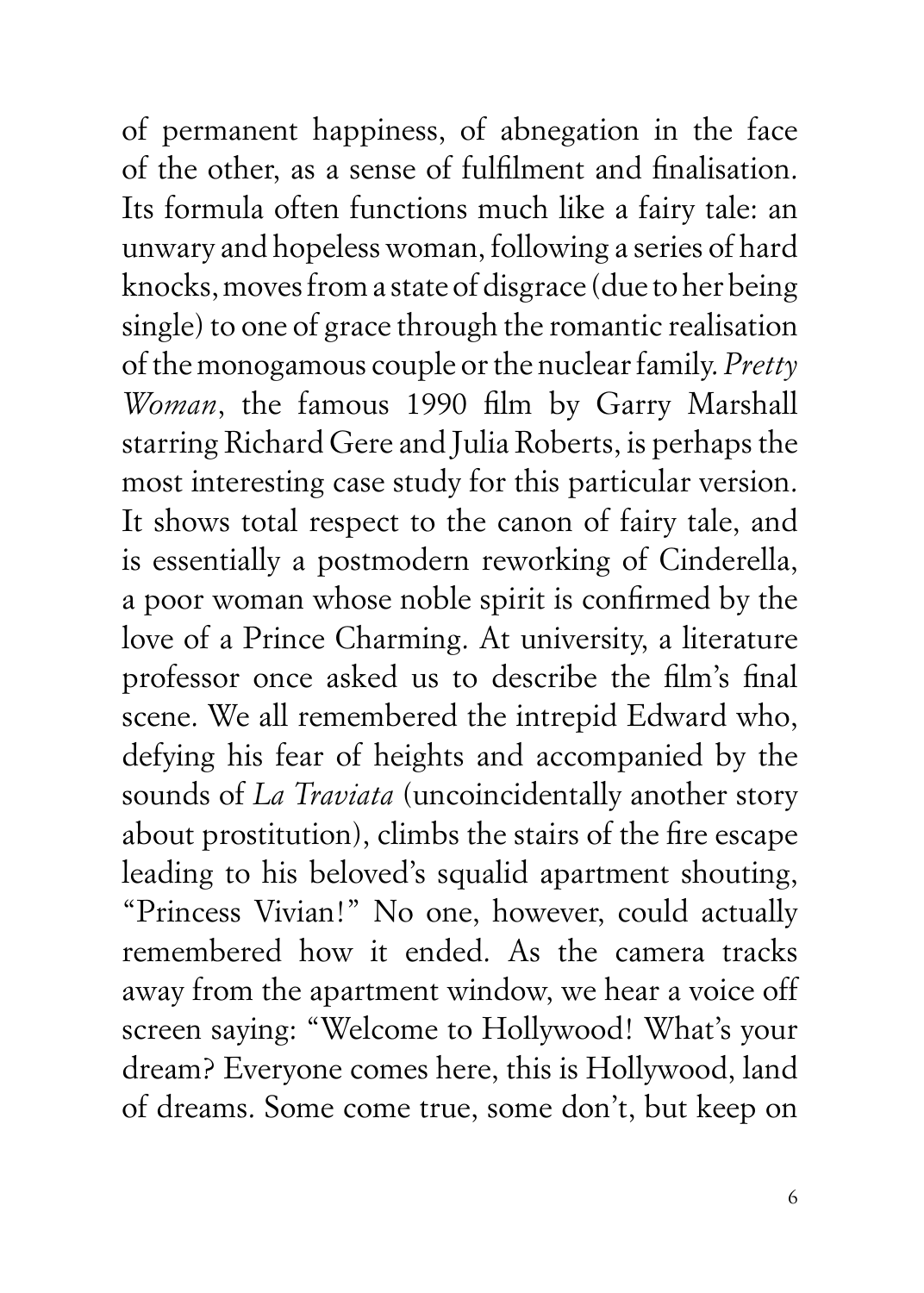of permanent happiness, of abnegation in the face of the other, as a sense of fulfilment and finalisation. Its formula often functions much like a fairy tale: an unwary and hopeless woman, following a series of hard knocks, moves from a state of disgrace (due to her being single) to one of grace through the romantic realisation of the monogamous couple or the nuclear family. *Pretty Woman*, the famous 1990 film by Garry Marshall starring Richard Gere and Julia Roberts, is perhaps the most interesting case study for this particular version. It shows total respect to the canon of fairy tale, and is essentially a postmodern reworking of Cinderella, a poor woman whose noble spirit is confirmed by the love of a Prince Charming. At university, a literature professor once asked us to describe the film's final scene. We all remembered the intrepid Edward who, defying his fear of heights and accompanied by the sounds of *La Traviata* (uncoincidentally another story about prostitution), climbs the stairs of the fire escape leading to his beloved's squalid apartment shouting, "Princess Vivian!" No one, however, could actually remembered how it ended. As the camera tracks away from the apartment window, we hear a voice off screen saying: "Welcome to Hollywood! What's your dream? Everyone comes here, this is Hollywood, land of dreams. Some come true, some don't, but keep on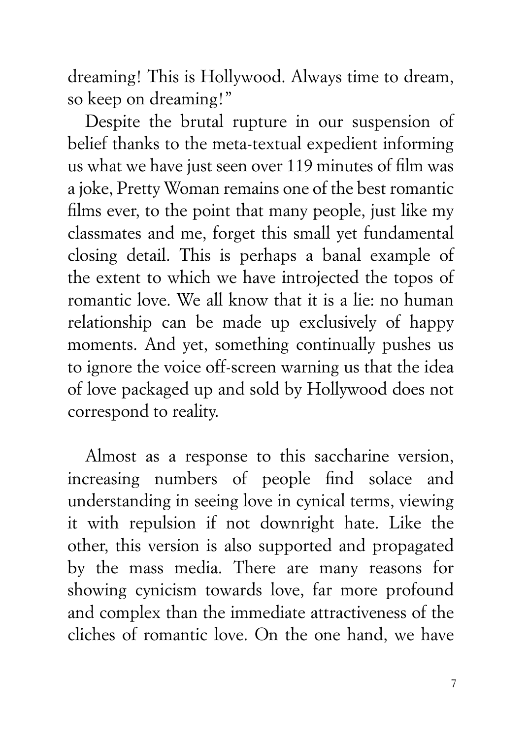dreaming! This is Hollywood. Always time to dream, so keep on dreaming!"

Despite the brutal rupture in our suspension of belief thanks to the meta-textual expedient informing us what we have just seen over 119 minutes of film was a joke, Pretty Woman remains one of the best romantic films ever, to the point that many people, just like my classmates and me, forget this small yet fundamental closing detail. This is perhaps a banal example of the extent to which we have introjected the topos of romantic love. We all know that it is a lie: no human relationship can be made up exclusively of happy moments. And yet, something continually pushes us to ignore the voice off-screen warning us that the idea of love packaged up and sold by Hollywood does not correspond to reality.

Almost as a response to this saccharine version, increasing numbers of people find solace and understanding in seeing love in cynical terms, viewing it with repulsion if not downright hate. Like the other, this version is also supported and propagated by the mass media. There are many reasons for showing cynicism towards love, far more profound and complex than the immediate attractiveness of the cliches of romantic love. On the one hand, we have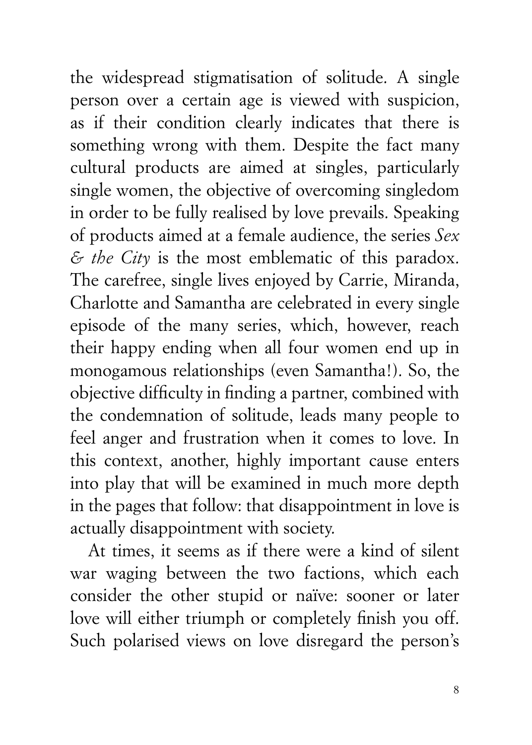the widespread stigmatisation of solitude. A single person over a certain age is viewed with suspicion, as if their condition clearly indicates that there is something wrong with them. Despite the fact many cultural products are aimed at singles, particularly single women, the objective of overcoming singledom in order to be fully realised by love prevails. Speaking of products aimed at a female audience, the series *Sex & the City* is the most emblematic of this paradox. The carefree, single lives enjoyed by Carrie, Miranda, Charlotte and Samantha are celebrated in every single episode of the many series, which, however, reach their happy ending when all four women end up in monogamous relationships (even Samantha!). So, the objective difficulty in finding a partner, combined with the condemnation of solitude, leads many people to feel anger and frustration when it comes to love. In this context, another, highly important cause enters into play that will be examined in much more depth in the pages that follow: that disappointment in love is actually disappointment with society.

At times, it seems as if there were a kind of silent war waging between the two factions, which each consider the other stupid or naïve: sooner or later love will either triumph or completely finish you off. Such polarised views on love disregard the person's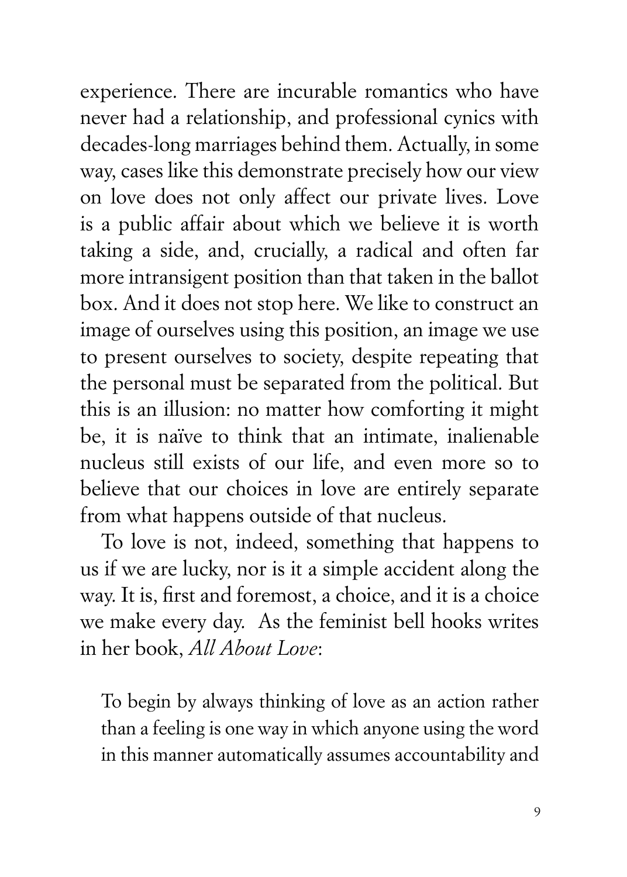experience. There are incurable romantics who have never had a relationship, and professional cynics with decades-long marriages behind them. Actually, in some way, cases like this demonstrate precisely how our view on love does not only affect our private lives. Love is a public affair about which we believe it is worth taking a side, and, crucially, a radical and often far more intransigent position than that taken in the ballot box. And it does not stop here. We like to construct an image of ourselves using this position, an image we use to present ourselves to society, despite repeating that the personal must be separated from the political. But this is an illusion: no matter how comforting it might be, it is naïve to think that an intimate, inalienable nucleus still exists of our life, and even more so to believe that our choices in love are entirely separate from what happens outside of that nucleus.

To love is not, indeed, something that happens to us if we are lucky, nor is it a simple accident along the way. It is, first and foremost, a choice, and it is a choice we make every day. As the feminist bell hooks writes in her book, *All About Love*:

> To begin by always thinking of love as an action rather than a feeling is one way in which anyone using the word in this manner automatically assumes accountability and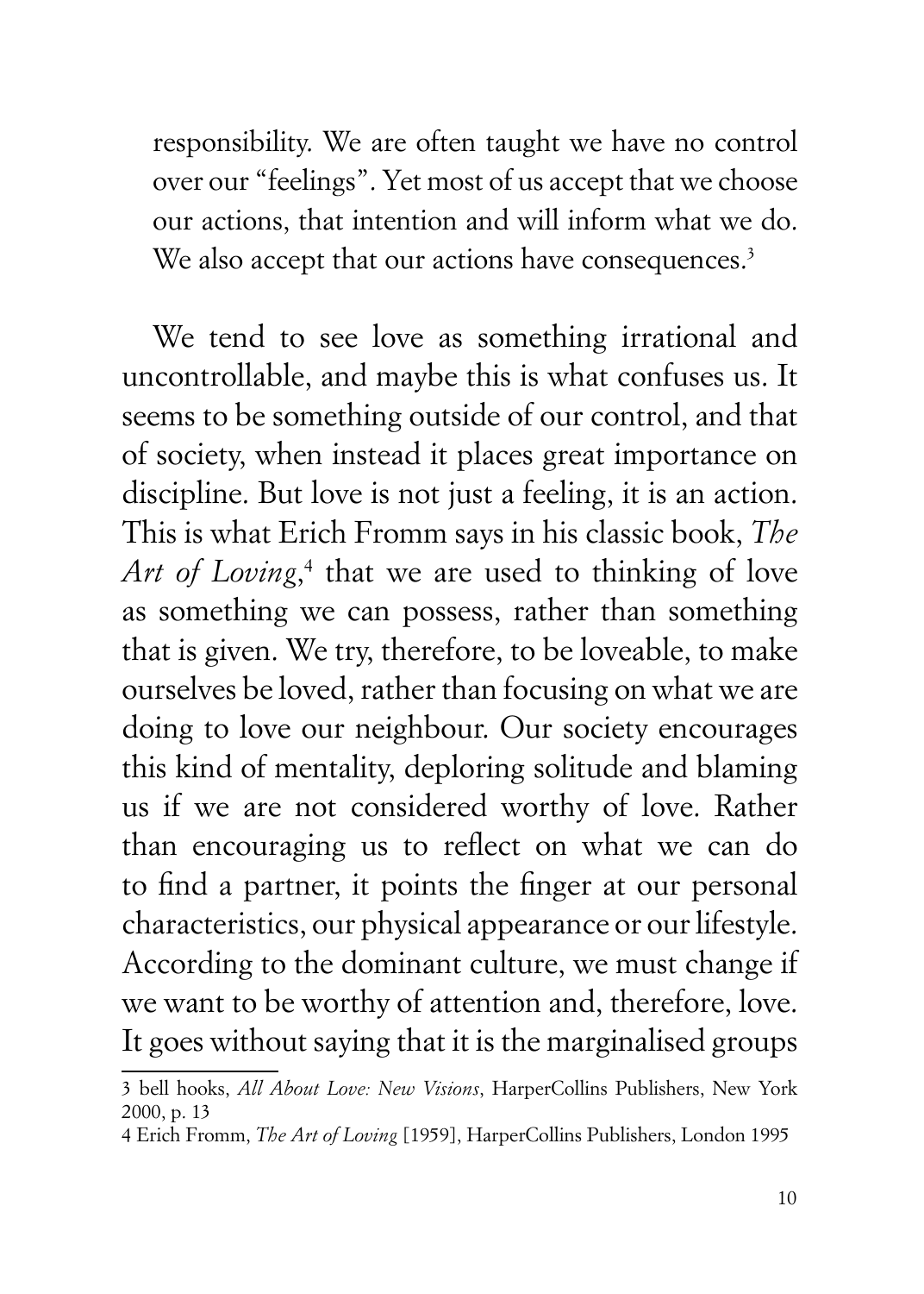responsibility. We are often taught we have no control over our "feelings". Yet most of us accept that we choose our actions, that intention and will inform what we do. We also accept that our actions have consequences.[3]

We tend to see love as something irrational and uncontrollable, and maybe this is what confuses us. It seems to be something outside of our control, and that of society, when instead it places great importance on discipline. But love is not just a feeling, it is an action. This is what Erich Fromm says in his classic book, *The Art of Loving*,[4] that we are used to thinking of love as something we can possess, rather than something that is given. We try, therefore, to be loveable, to make ourselves be loved, rather than focusing on what we are doing to love our neighbour. Our society encourages this kind of mentality, deploring solitude and blaming us if we are not considered worthy of love. Rather than encouraging us to reflect on what we can do to find a partner, it points the finger at our personal characteristics, our physical appearance or our lifestyle. According to the dominant culture, we must change if we want to be worthy of attention and, therefore, love. It goes without saying that it is the marginalised groups

---

3 bell hooks, *All About Love: New Visions*, HarperCollins Publishers, New York 2000, p. 13

4 Erich Fromm, *The Art of Loving* [1959], HarperCollins Publishers, London 1995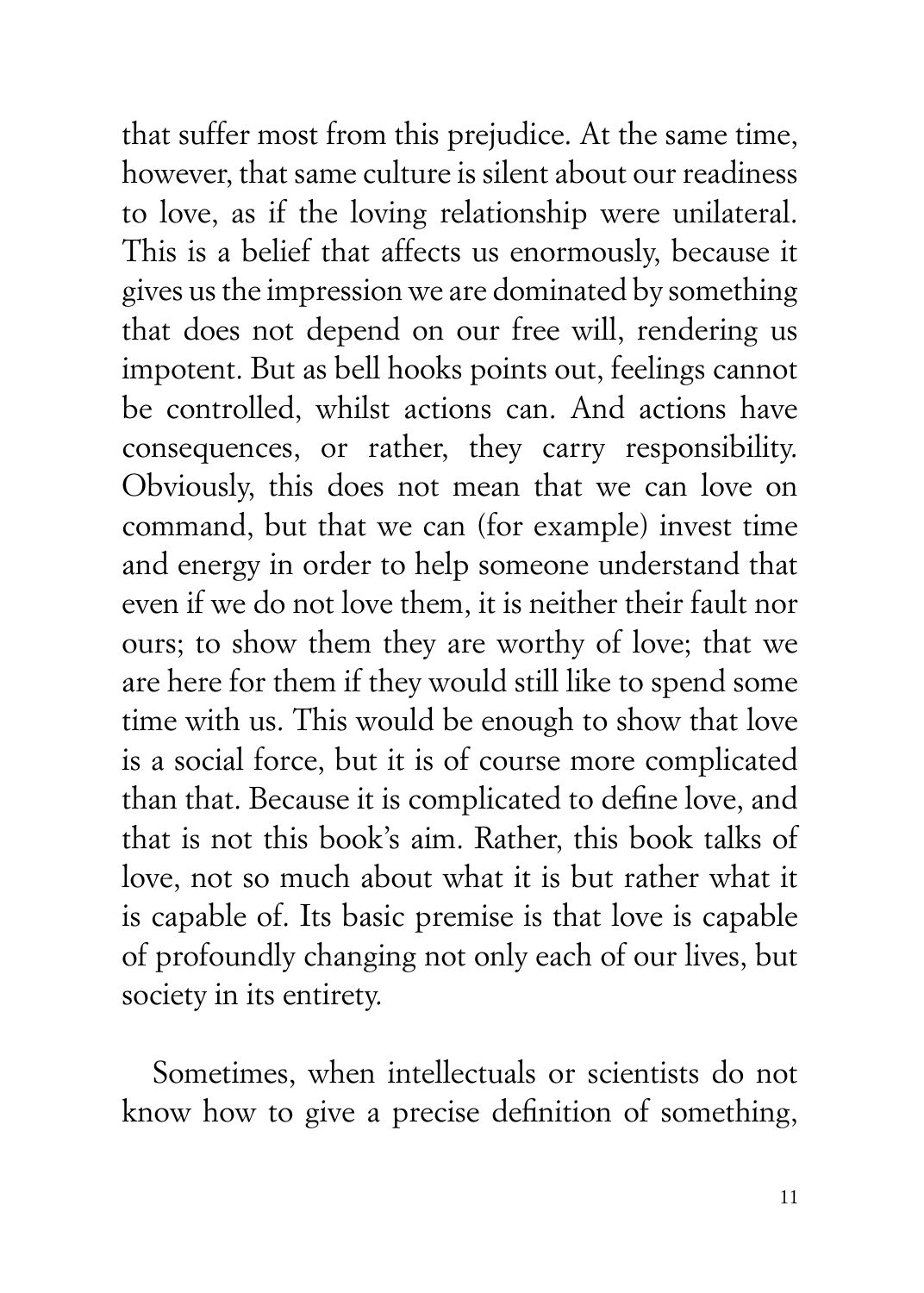that suffer most from this prejudice. At the same time, however, that same culture is silent about our readiness to love, as if the loving relationship were unilateral. This is a belief that affects us enormously, because it gives us the impression we are dominated by something that does not depend on our free will, rendering us impotent. But as bell hooks points out, feelings cannot be controlled, whilst actions can. And actions have consequences, or rather, they carry responsibility. Obviously, this does not mean that we can love on command, but that we can (for example) invest time and energy in order to help someone understand that even if we do not love them, it is neither their fault nor ours; to show them they are worthy of love; that we are here for them if they would still like to spend some time with us. This would be enough to show that love is a social force, but it is of course more complicated than that. Because it is complicated to define love, and that is not this book's aim. Rather, this book talks of love, not so much about what it is but rather what it is capable of. Its basic premise is that love is capable of profoundly changing not only each of our lives, but society in its entirety.

Sometimes, when intellectuals or scientists do not know how to give a precise definition of something,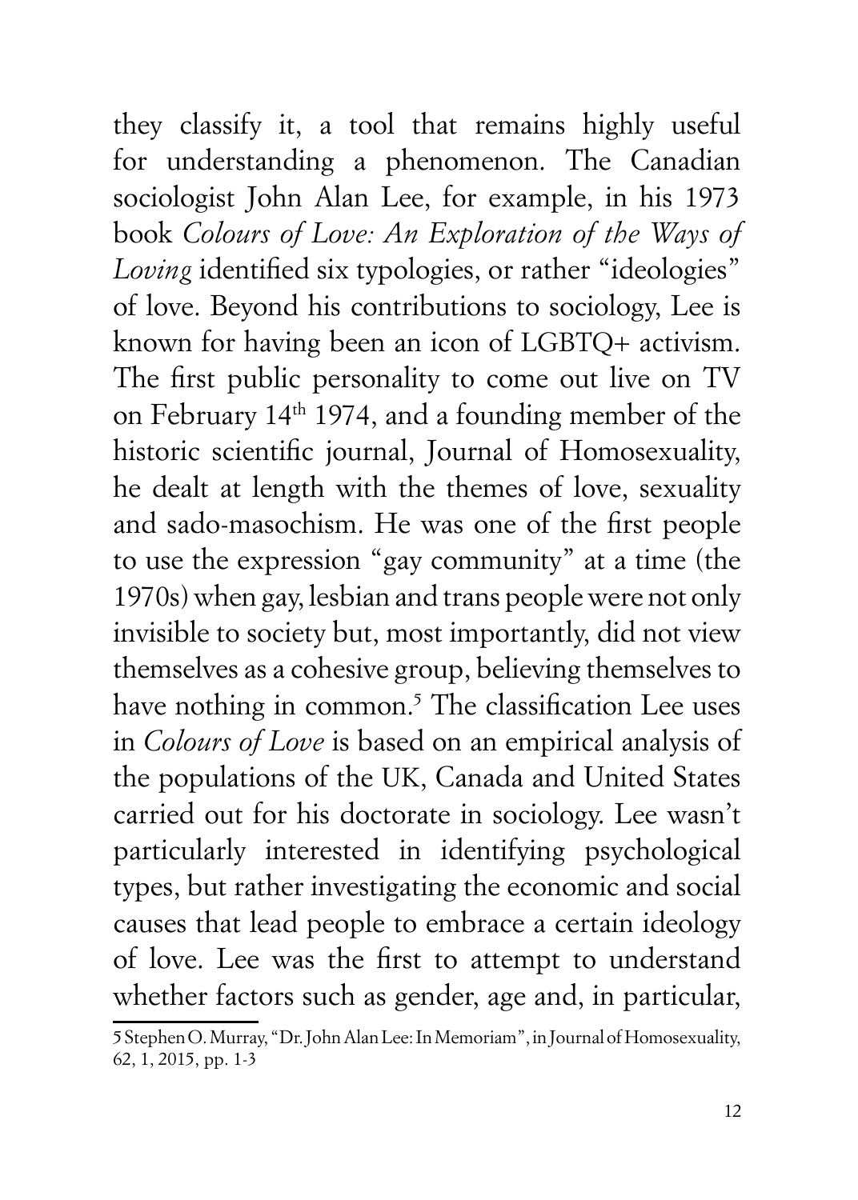they classify it, a tool that remains highly useful for understanding a phenomenon. The Canadian sociologist John Alan Lee, for example, in his 1973 book *Colours of Love: An Exploration of the Ways of Loving* identified six typologies, or rather "ideologies" of love. Beyond his contributions to sociology, Lee is known for having been an icon of LGBTQ+ activism. The first public personality to come out live on TV on February 14th 1974, and a founding member of the historic scientific journal, Journal of Homosexuality, he dealt at length with the themes of love, sexuality and sado-masochism. He was one of the first people to use the expression "gay community" at a time (the 1970s) when gay, lesbian and trans people were not only invisible to society but, most importantly, did not view themselves as a cohesive group, believing themselves to have nothing in common.[5] The classification Lee uses in *Colours of Love* is based on an empirical analysis of the populations of the UK, Canada and United States carried out for his doctorate in sociology. Lee wasn't particularly interested in identifying psychological types, but rather investigating the economic and social causes that lead people to embrace a certain ideology of love. Lee was the first to attempt to understand whether factors such as gender, age and, in particular,

---

5 Stephen O. Murray, "Dr. John Alan Lee: In Memoriam", in Journal of Homosexuality, 62, 1, 2015, pp. 1-3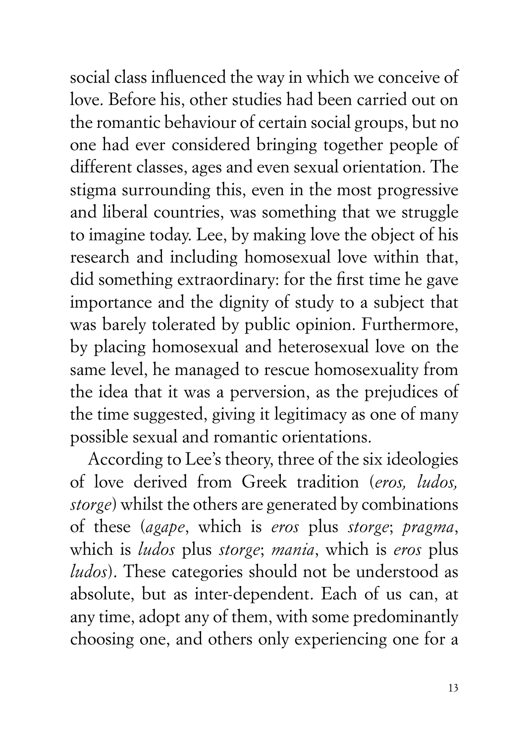social class influenced the way in which we conceive of love. Before his, other studies had been carried out on the romantic behaviour of certain social groups, but no one had ever considered bringing together people of different classes, ages and even sexual orientation. The stigma surrounding this, even in the most progressive and liberal countries, was something that we struggle to imagine today. Lee, by making love the object of his research and including homosexual love within that, did something extraordinary: for the first time he gave importance and the dignity of study to a subject that was barely tolerated by public opinion. Furthermore, by placing homosexual and heterosexual love on the same level, he managed to rescue homosexuality from the idea that it was a perversion, as the prejudices of the time suggested, giving it legitimacy as one of many possible sexual and romantic orientations.

According to Lee's theory, three of the six ideologies of love derived from Greek tradition (*eros, ludos, storge*) whilst the others are generated by combinations of these (*agape*, which is *eros* plus *storge*; *pragma*, which is *ludos* plus *storge*; *mania*, which is *eros* plus *ludos*). These categories should not be understood as absolute, but as inter-dependent. Each of us can, at any time, adopt any of them, with some predominantly choosing one, and others only experiencing one for a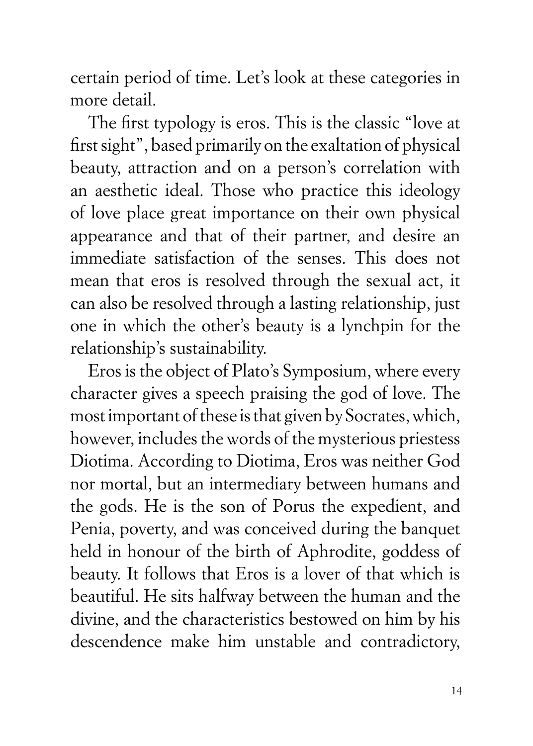certain period of time. Let's look at these categories in more detail.

The first typology is eros. This is the classic "love at first sight", based primarily on the exaltation of physical beauty, attraction and on a person's correlation with an aesthetic ideal. Those who practice this ideology of love place great importance on their own physical appearance and that of their partner, and desire an immediate satisfaction of the senses. This does not mean that eros is resolved through the sexual act, it can also be resolved through a lasting relationship, just one in which the other's beauty is a lynchpin for the relationship's sustainability.

Eros is the object of Plato's Symposium, where every character gives a speech praising the god of love. The most important of these is that given by Socrates, which, however, includes the words of the mysterious priestess Diotima. According to Diotima, Eros was neither God nor mortal, but an intermediary between humans and the gods. He is the son of Porus the expedient, and Penia, poverty, and was conceived during the banquet held in honour of the birth of Aphrodite, goddess of beauty. It follows that Eros is a lover of that which is beautiful. He sits halfway between the human and the divine, and the characteristics bestowed on him by his descendence make him unstable and contradictory,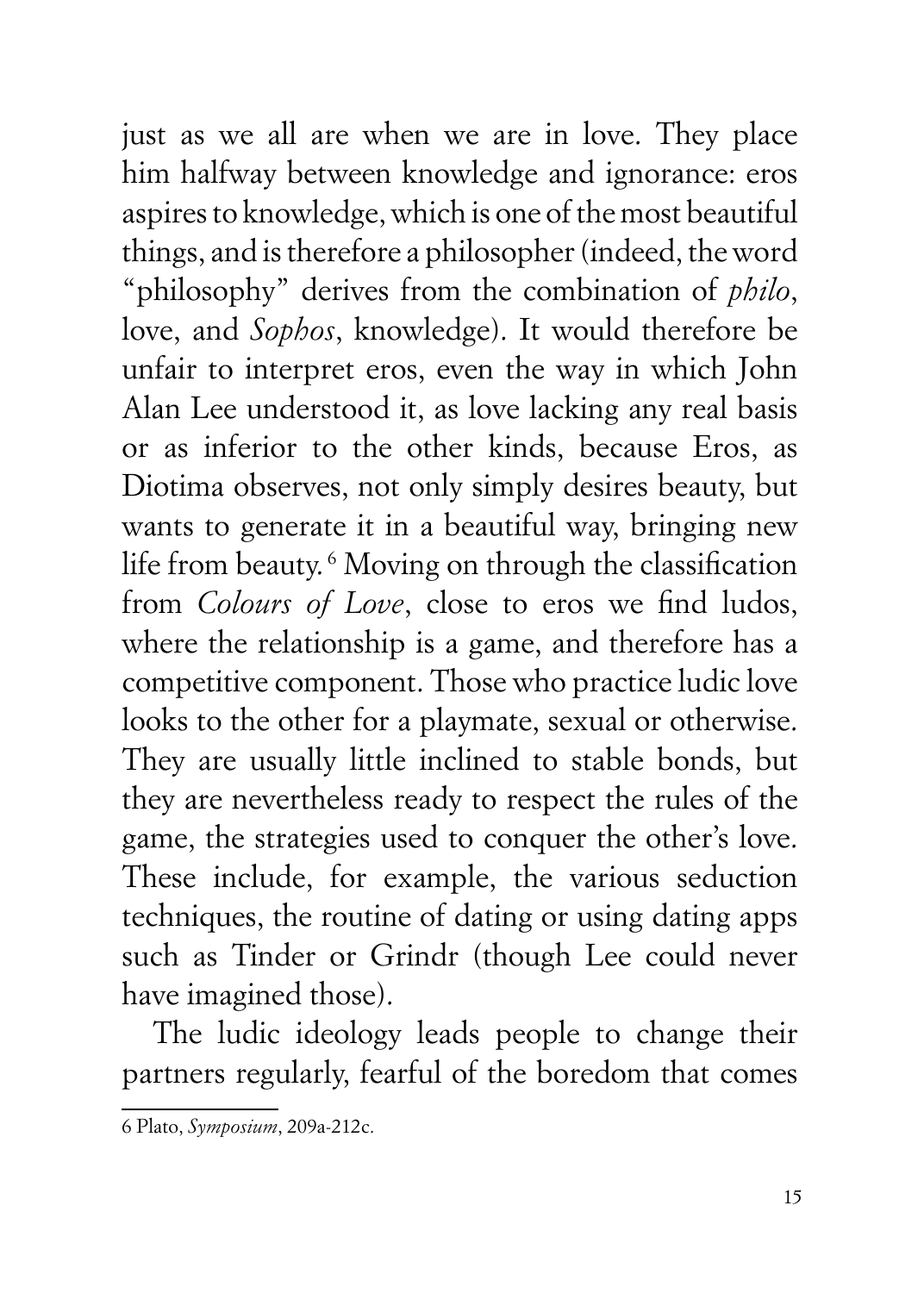just as we all are when we are in love. They place him halfway between knowledge and ignorance: eros aspires to knowledge, which is one of the most beautiful things, and is therefore a philosopher (indeed, the word "philosophy" derives from the combination of *philo*, love, and *Sophos*, knowledge). It would therefore be unfair to interpret eros, even the way in which John Alan Lee understood it, as love lacking any real basis or as inferior to the other kinds, because Eros, as Diotima observes, not only simply desires beauty, but wants to generate it in a beautiful way, bringing new life from beauty.[6] Moving on through the classification from *Colours of Love*, close to eros we find ludos, where the relationship is a game, and therefore has a competitive component. Those who practice ludic love looks to the other for a playmate, sexual or otherwise. They are usually little inclined to stable bonds, but they are nevertheless ready to respect the rules of the game, the strategies used to conquer the other's love. These include, for example, the various seduction techniques, the routine of dating or using dating apps such as Tinder or Grindr (though Lee could never have imagined those).

The ludic ideology leads people to change their partners regularly, fearful of the boredom that comes

---

6 Plato, *Symposium*, 209a-212c.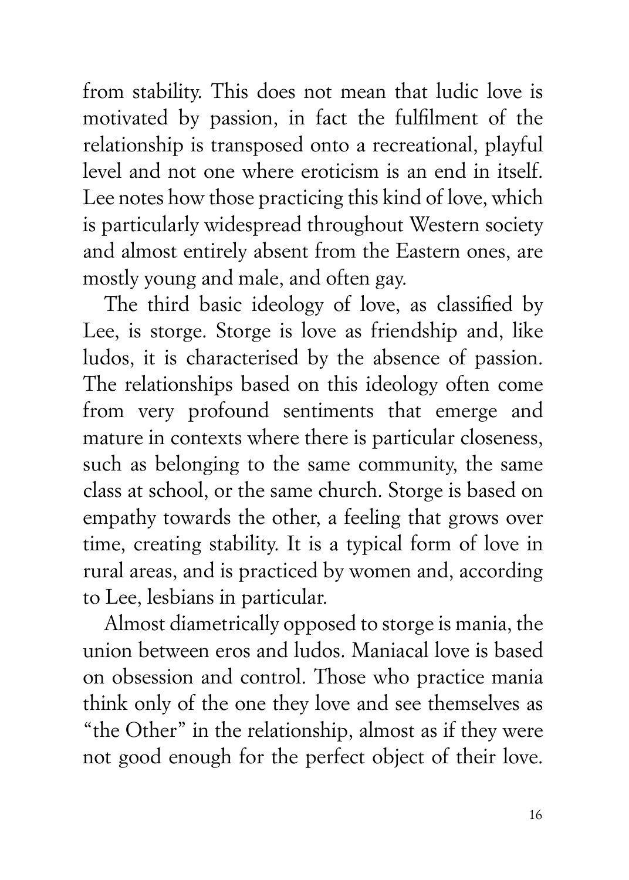from stability. This does not mean that ludic love is motivated by passion, in fact the fulfilment of the relationship is transposed onto a recreational, playful level and not one where eroticism is an end in itself. Lee notes how those practicing this kind of love, which is particularly widespread throughout Western society and almost entirely absent from the Eastern ones, are mostly young and male, and often gay.

The third basic ideology of love, as classified by Lee, is storge. Storge is love as friendship and, like ludos, it is characterised by the absence of passion. The relationships based on this ideology often come from very profound sentiments that emerge and mature in contexts where there is particular closeness, such as belonging to the same community, the same class at school, or the same church. Storge is based on empathy towards the other, a feeling that grows over time, creating stability. It is a typical form of love in rural areas, and is practiced by women and, according to Lee, lesbians in particular.

Almost diametrically opposed to storge is mania, the union between eros and ludos. Maniacal love is based on obsession and control. Those who practice mania think only of the one they love and see themselves as "the Other" in the relationship, almost as if they were not good enough for the perfect object of their love.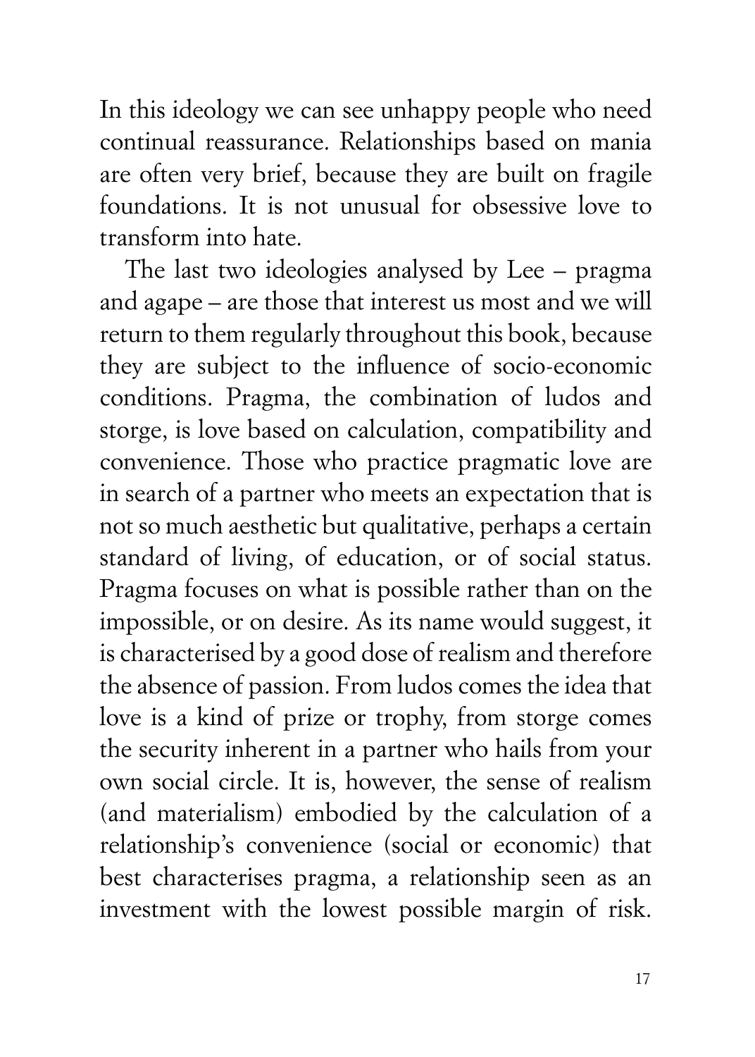In this ideology we can see unhappy people who need continual reassurance. Relationships based on mania are often very brief, because they are built on fragile foundations. It is not unusual for obsessive love to transform into hate.

The last two ideologies analysed by Lee – pragma and agape – are those that interest us most and we will return to them regularly throughout this book, because they are subject to the influence of socio-economic conditions. Pragma, the combination of ludos and storge, is love based on calculation, compatibility and convenience. Those who practice pragmatic love are in search of a partner who meets an expectation that is not so much aesthetic but qualitative, perhaps a certain standard of living, of education, or of social status. Pragma focuses on what is possible rather than on the impossible, or on desire. As its name would suggest, it is characterised by a good dose of realism and therefore the absence of passion. From ludos comes the idea that love is a kind of prize or trophy, from storge comes the security inherent in a partner who hails from your own social circle. It is, however, the sense of realism (and materialism) embodied by the calculation of a relationship's convenience (social or economic) that best characterises pragma, a relationship seen as an investment with the lowest possible margin of risk.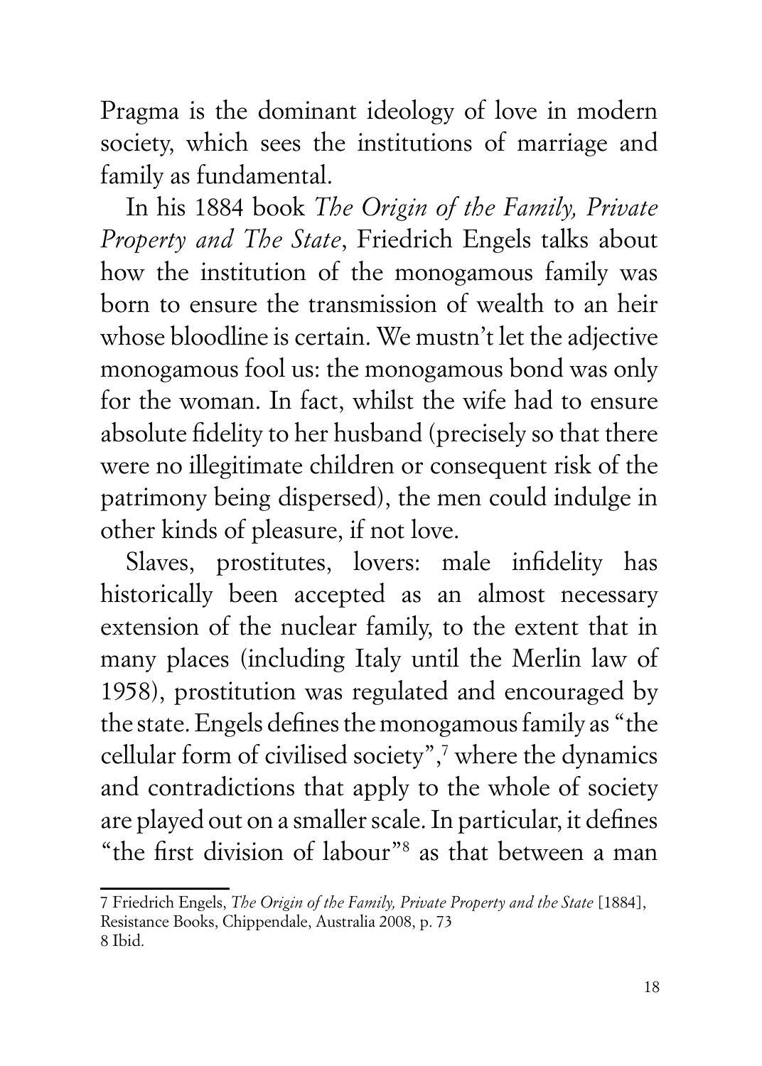Pragma is the dominant ideology of love in modern society, which sees the institutions of marriage and family as fundamental.

In his 1884 book *The Origin of the Family, Private Property and The State*, Friedrich Engels talks about how the institution of the monogamous family was born to ensure the transmission of wealth to an heir whose bloodline is certain. We mustn't let the adjective monogamous fool us: the monogamous bond was only for the woman. In fact, whilst the wife had to ensure absolute fidelity to her husband (precisely so that there were no illegitimate children or consequent risk of the patrimony being dispersed), the men could indulge in other kinds of pleasure, if not love.

Slaves, prostitutes, lovers: male infidelity has historically been accepted as an almost necessary extension of the nuclear family, to the extent that in many places (including Italy until the Merlin law of 1958), prostitution was regulated and encouraged by the state. Engels defines the monogamous family as "the cellular form of civilised society",[7] where the dynamics and contradictions that apply to the whole of society are played out on a smaller scale. In particular, it defines "the first division of labour"[8] as that between a man

---

7 Friedrich Engels, *The Origin of the Family, Private Property and the State* [1884], Resistance Books, Chippendale, Australia 2008, p. 73

8 Ibid.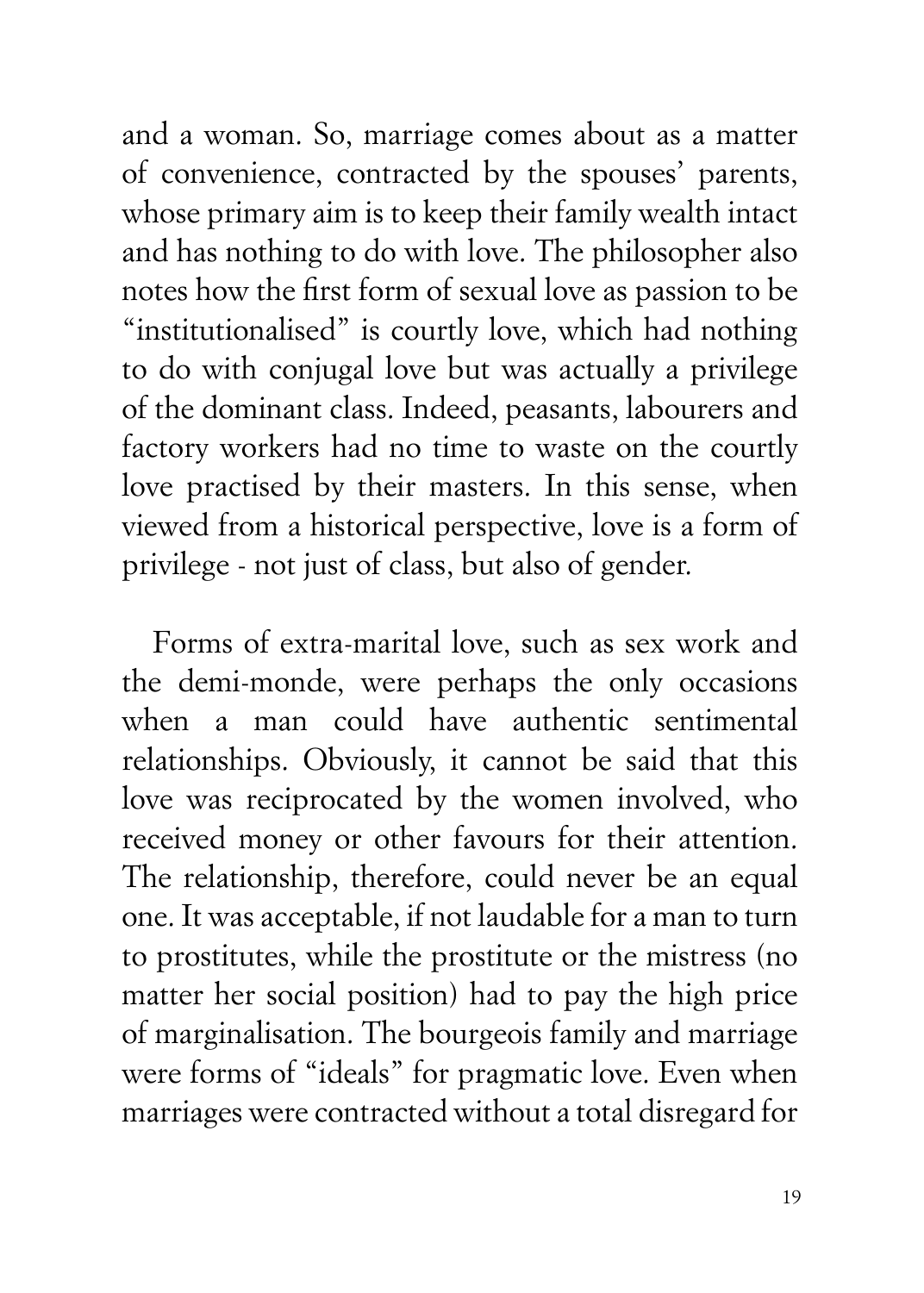and a woman. So, marriage comes about as a matter of convenience, contracted by the spouses' parents, whose primary aim is to keep their family wealth intact and has nothing to do with love. The philosopher also notes how the first form of sexual love as passion to be "institutionalised" is courtly love, which had nothing to do with conjugal love but was actually a privilege of the dominant class. Indeed, peasants, labourers and factory workers had no time to waste on the courtly love practised by their masters. In this sense, when viewed from a historical perspective, love is a form of privilege - not just of class, but also of gender.

Forms of extra-marital love, such as sex work and the demi-monde, were perhaps the only occasions when a man could have authentic sentimental relationships. Obviously, it cannot be said that this love was reciprocated by the women involved, who received money or other favours for their attention. The relationship, therefore, could never be an equal one. It was acceptable, if not laudable for a man to turn to prostitutes, while the prostitute or the mistress (no matter her social position) had to pay the high price of marginalisation. The bourgeois family and marriage were forms of "ideals" for pragmatic love. Even when marriages were contracted without a total disregard for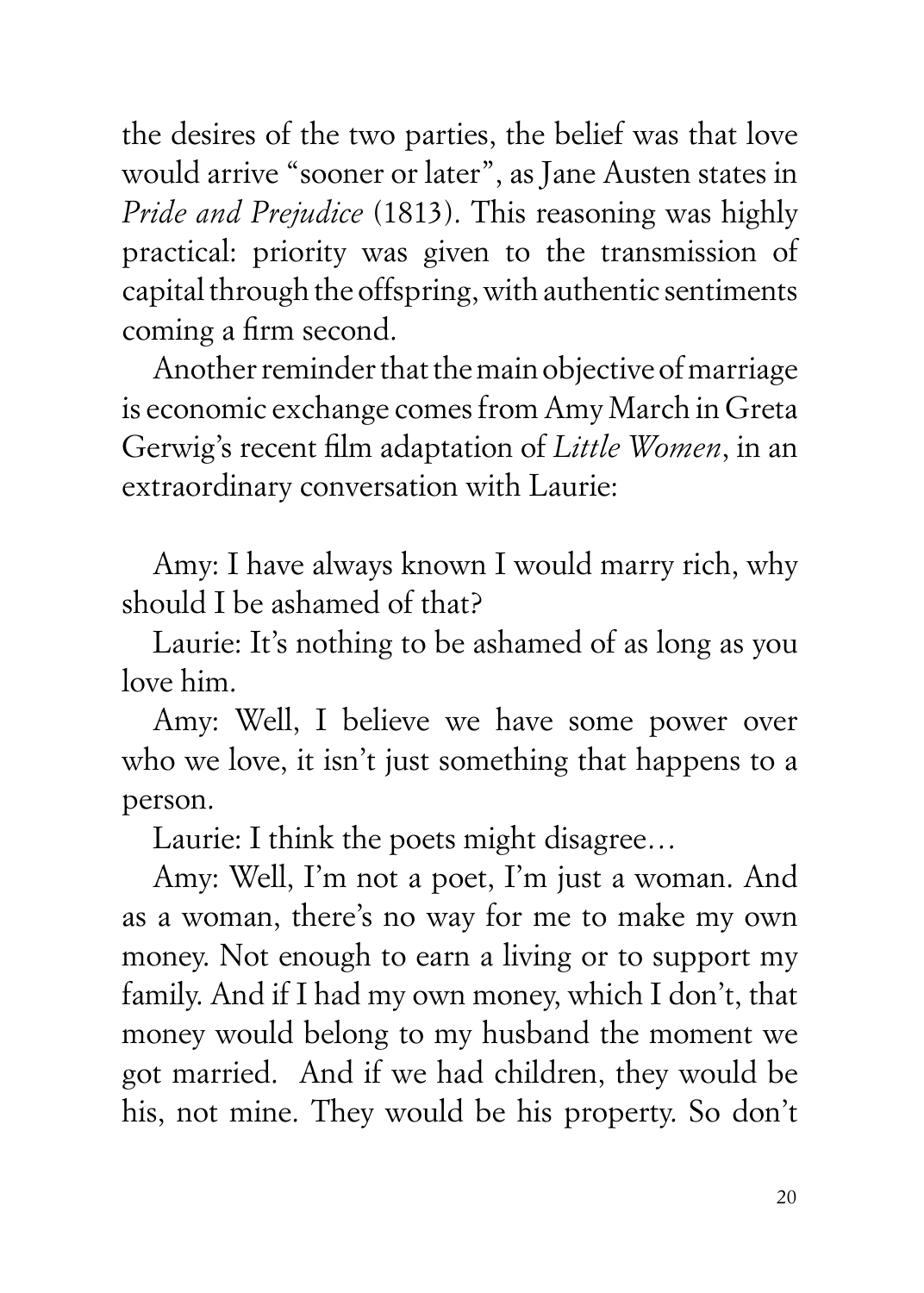the desires of the two parties, the belief was that love would arrive "sooner or later", as Jane Austen states in *Pride and Prejudice* (1813). This reasoning was highly practical: priority was given to the transmission of capital through the offspring, with authentic sentiments coming a firm second.

Another reminder that the main objective of marriage is economic exchange comes from Amy March in Greta Gerwig's recent film adaptation of *Little Women*, in an extraordinary conversation with Laurie:

Amy: I have always known I would marry rich, why should I be ashamed of that?

Laurie: It's nothing to be ashamed of as long as you love him.

Amy: Well, I believe we have some power over who we love, it isn't just something that happens to a person.

Laurie: I think the poets might disagree…

Amy: Well, I'm not a poet, I'm just a woman. And as a woman, there's no way for me to make my own money. Not enough to earn a living or to support my family. And if I had my own money, which I don't, that money would belong to my husband the moment we got married. And if we had children, they would be his, not mine. They would be his property. So don't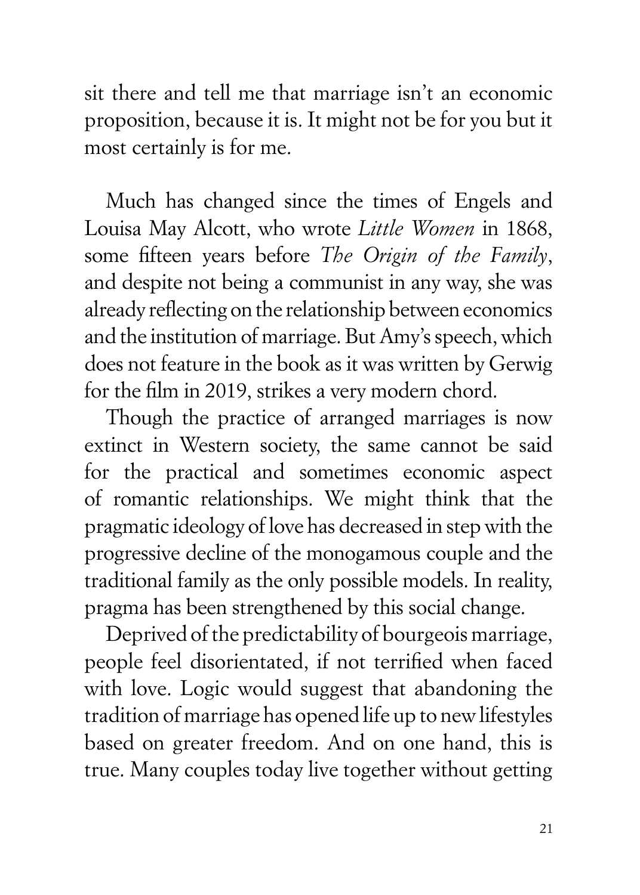sit there and tell me that marriage isn't an economic proposition, because it is. It might not be for you but it most certainly is for me.

Much has changed since the times of Engels and Louisa May Alcott, who wrote *Little Women* in 1868, some fifteen years before *The Origin of the Family*, and despite not being a communist in any way, she was already reflecting on the relationship between economics and the institution of marriage. But Amy's speech, which does not feature in the book as it was written by Gerwig for the film in 2019, strikes a very modern chord.

Though the practice of arranged marriages is now extinct in Western society, the same cannot be said for the practical and sometimes economic aspect of romantic relationships. We might think that the pragmatic ideology of love has decreased in step with the progressive decline of the monogamous couple and the traditional family as the only possible models. In reality, pragma has been strengthened by this social change.

Deprived of the predictability of bourgeois marriage, people feel disorientated, if not terrified when faced with love. Logic would suggest that abandoning the tradition of marriage has opened life up to new lifestyles based on greater freedom. And on one hand, this is true. Many couples today live together without getting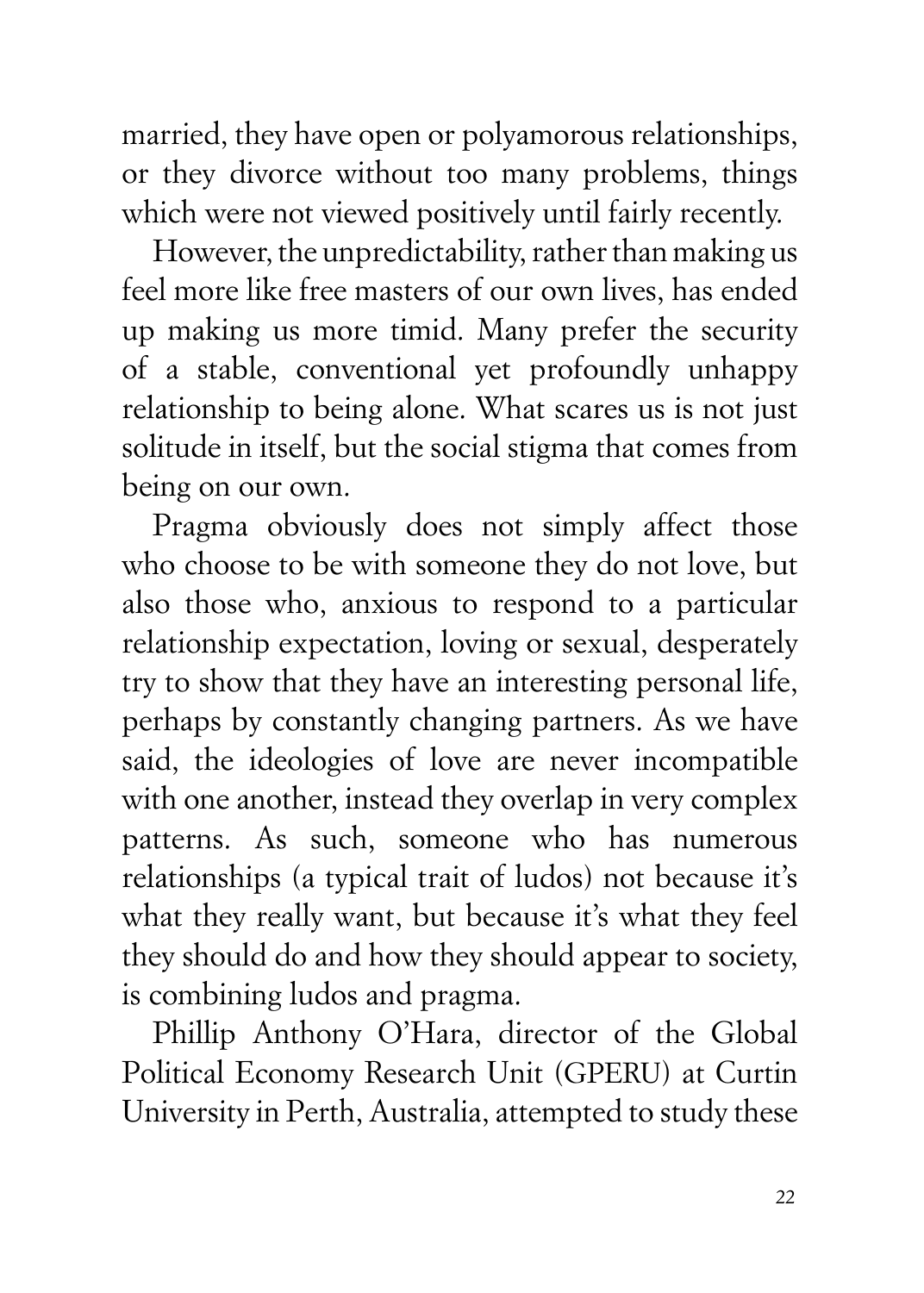married, they have open or polyamorous relationships, or they divorce without too many problems, things which were not viewed positively until fairly recently.

However, the unpredictability, rather than making us feel more like free masters of our own lives, has ended up making us more timid. Many prefer the security of a stable, conventional yet profoundly unhappy relationship to being alone. What scares us is not just solitude in itself, but the social stigma that comes from being on our own.

Pragma obviously does not simply affect those who choose to be with someone they do not love, but also those who, anxious to respond to a particular relationship expectation, loving or sexual, desperately try to show that they have an interesting personal life, perhaps by constantly changing partners. As we have said, the ideologies of love are never incompatible with one another, instead they overlap in very complex patterns. As such, someone who has numerous relationships (a typical trait of ludos) not because it's what they really want, but because it's what they feel they should do and how they should appear to society, is combining ludos and pragma.

Phillip Anthony O'Hara, director of the Global Political Economy Research Unit (GPERU) at Curtin University in Perth, Australia, attempted to study these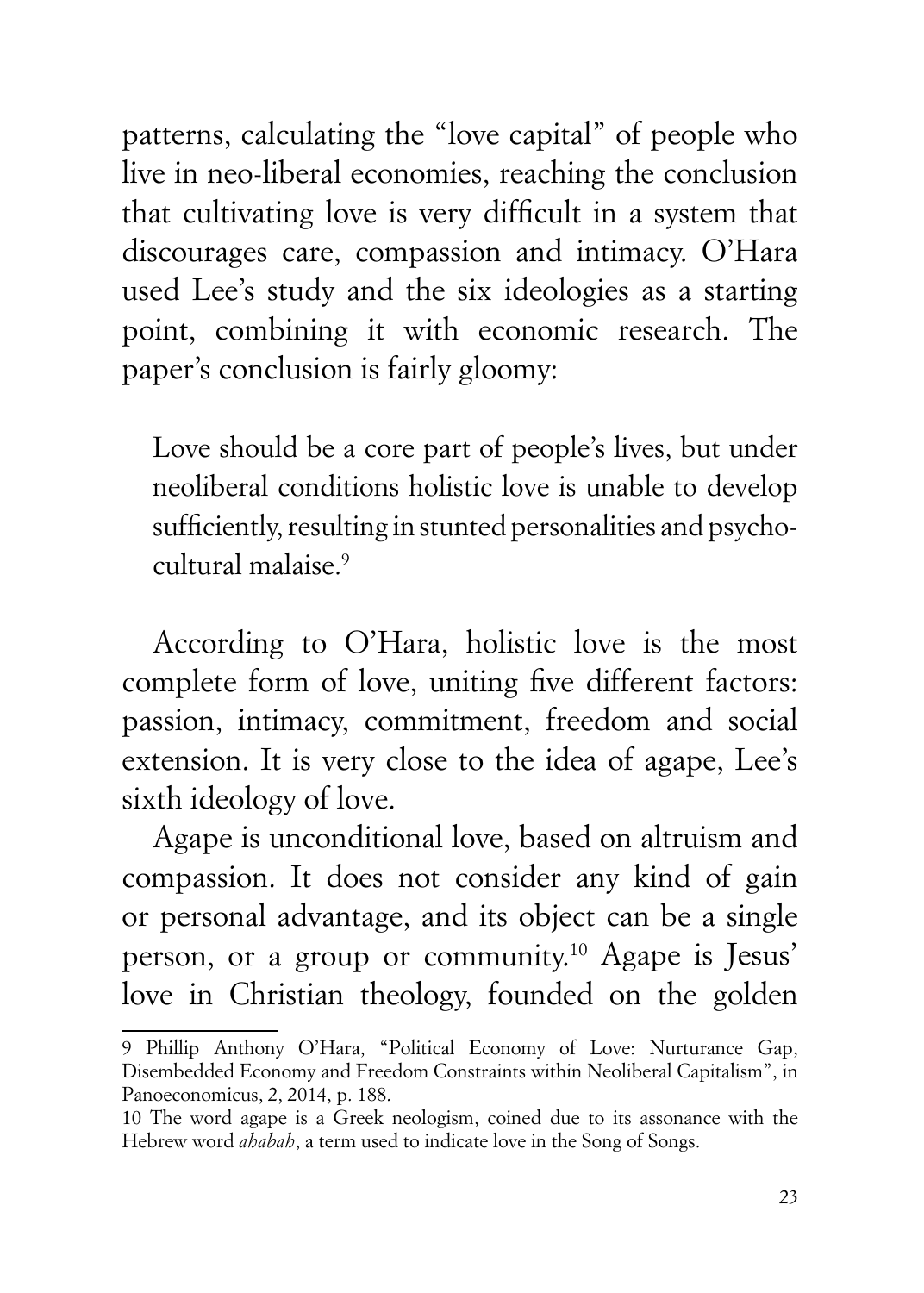patterns, calculating the "love capital" of people who live in neo-liberal economies, reaching the conclusion that cultivating love is very difficult in a system that discourages care, compassion and intimacy. O'Hara used Lee's study and the six ideologies as a starting point, combining it with economic research. The paper's conclusion is fairly gloomy:

> Love should be a core part of people's lives, but under neoliberal conditions holistic love is unable to develop sufficiently, resulting in stunted personalities and psycho-cultural malaise.[9]

According to O'Hara, holistic love is the most complete form of love, uniting five different factors: passion, intimacy, commitment, freedom and social extension. It is very close to the idea of agape, Lee's sixth ideology of love.

Agape is unconditional love, based on altruism and compassion. It does not consider any kind of gain or personal advantage, and its object can be a single person, or a group or community.[10] Agape is Jesus' love in Christian theology, founded on the golden

---

9 Phillip Anthony O'Hara, "Political Economy of Love: Nurturance Gap, Disembedded Economy and Freedom Constraints within Neoliberal Capitalism", in Panoeconomicus, 2, 2014, p. 188.

10 The word agape is a Greek neologism, coined due to its assonance with the Hebrew word *ahabah*, a term used to indicate love in the Song of Songs.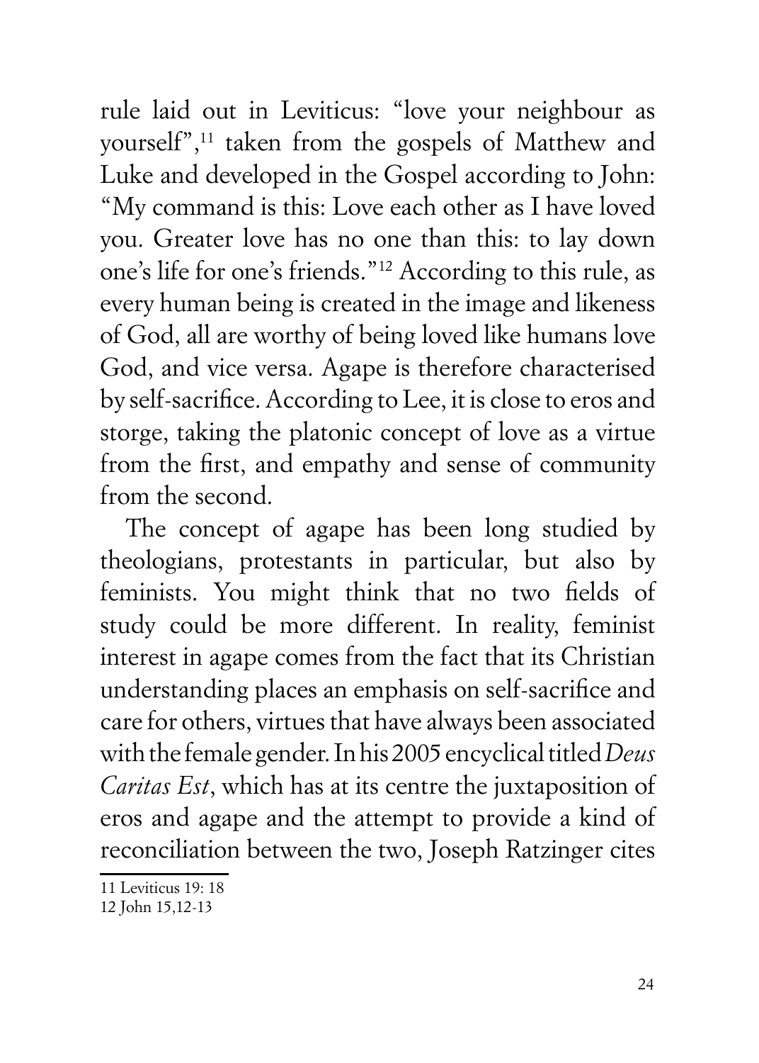rule laid out in Leviticus: "love your neighbour as yourself",[11] taken from the gospels of Matthew and Luke and developed in the Gospel according to John: "My command is this: Love each other as I have loved you. Greater love has no one than this: to lay down one's life for one's friends."[12] According to this rule, as every human being is created in the image and likeness of God, all are worthy of being loved like humans love God, and vice versa. Agape is therefore characterised by self-sacrifice. According to Lee, it is close to eros and storge, taking the platonic concept of love as a virtue from the first, and empathy and sense of community from the second.

The concept of agape has been long studied by theologians, protestants in particular, but also by feminists. You might think that no two fields of study could be more different. In reality, feminist interest in agape comes from the fact that its Christian understanding places an emphasis on self-sacrifice and care for others, virtues that have always been associated with the female gender. In his 2005 encyclical titled *Deus Caritas Est*, which has at its centre the juxtaposition of eros and agape and the attempt to provide a kind of reconciliation between the two, Joseph Ratzinger cites

11 Leviticus 19: 18

12 John 15,12-13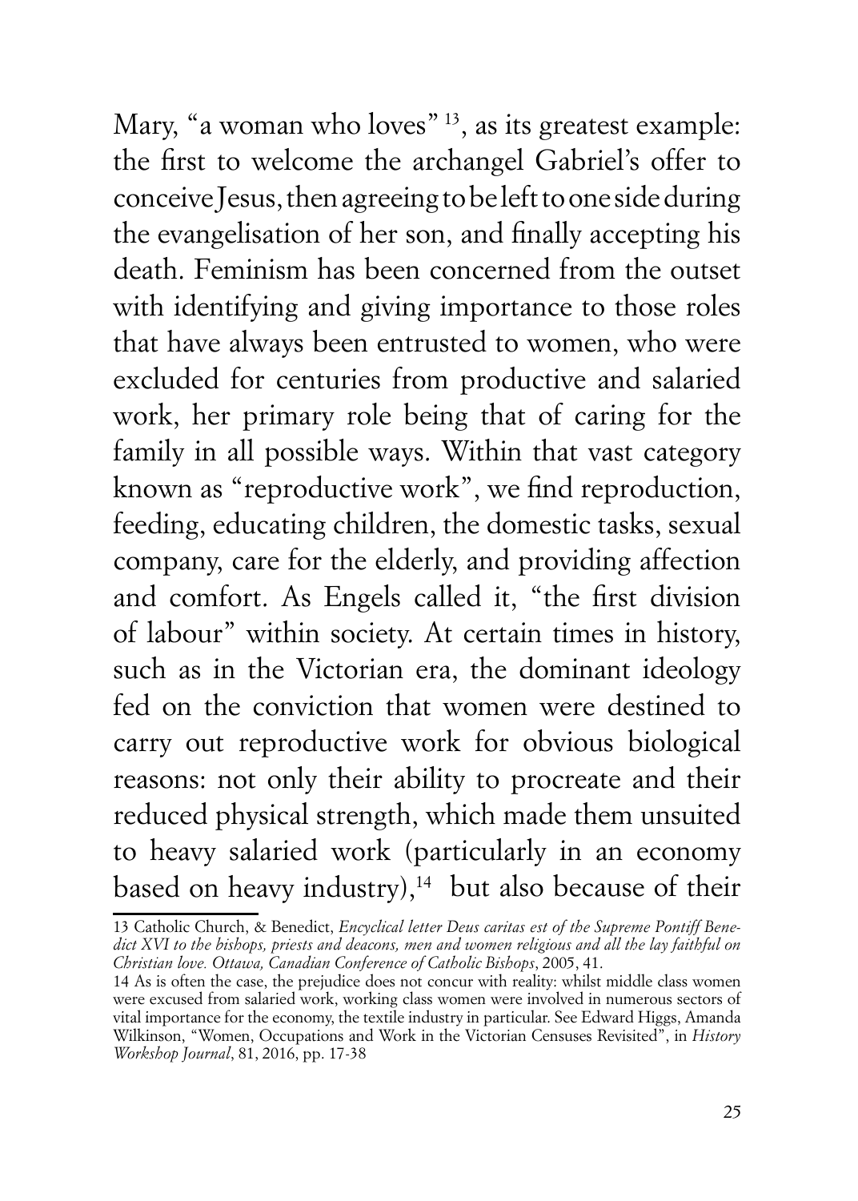Mary, "a woman who loves" [13], as its greatest example: the first to welcome the archangel Gabriel's offer to conceive Jesus, then agreeing to be left to one side during the evangelisation of her son, and finally accepting his death. Feminism has been concerned from the outset with identifying and giving importance to those roles that have always been entrusted to women, who were excluded for centuries from productive and salaried work, her primary role being that of caring for the family in all possible ways. Within that vast category known as "reproductive work", we find reproduction, feeding, educating children, the domestic tasks, sexual company, care for the elderly, and providing affection and comfort. As Engels called it, "the first division of labour" within society. At certain times in history, such as in the Victorian era, the dominant ideology fed on the conviction that women were destined to carry out reproductive work for obvious biological reasons: not only their ability to procreate and their reduced physical strength, which made them unsuited to heavy salaried work (particularly in an economy based on heavy industry),[14] but also because of their

---

13 Catholic Church, & Benedict, *Encyclical letter Deus caritas est of the Supreme Pontiff Benedict XVI to the bishops, priests and deacons, men and women religious and all the lay faithful on Christian love. Ottawa, Canadian Conference of Catholic Bishops*, 2005, 41.

14 As is often the case, the prejudice does not concur with reality: whilst middle class women were excused from salaried work, working class women were involved in numerous sectors of vital importance for the economy, the textile industry in particular. See Edward Higgs, Amanda Wilkinson, "Women, Occupations and Work in the Victorian Censuses Revisited", in *History Workshop Journal*, 81, 2016, pp. 17-38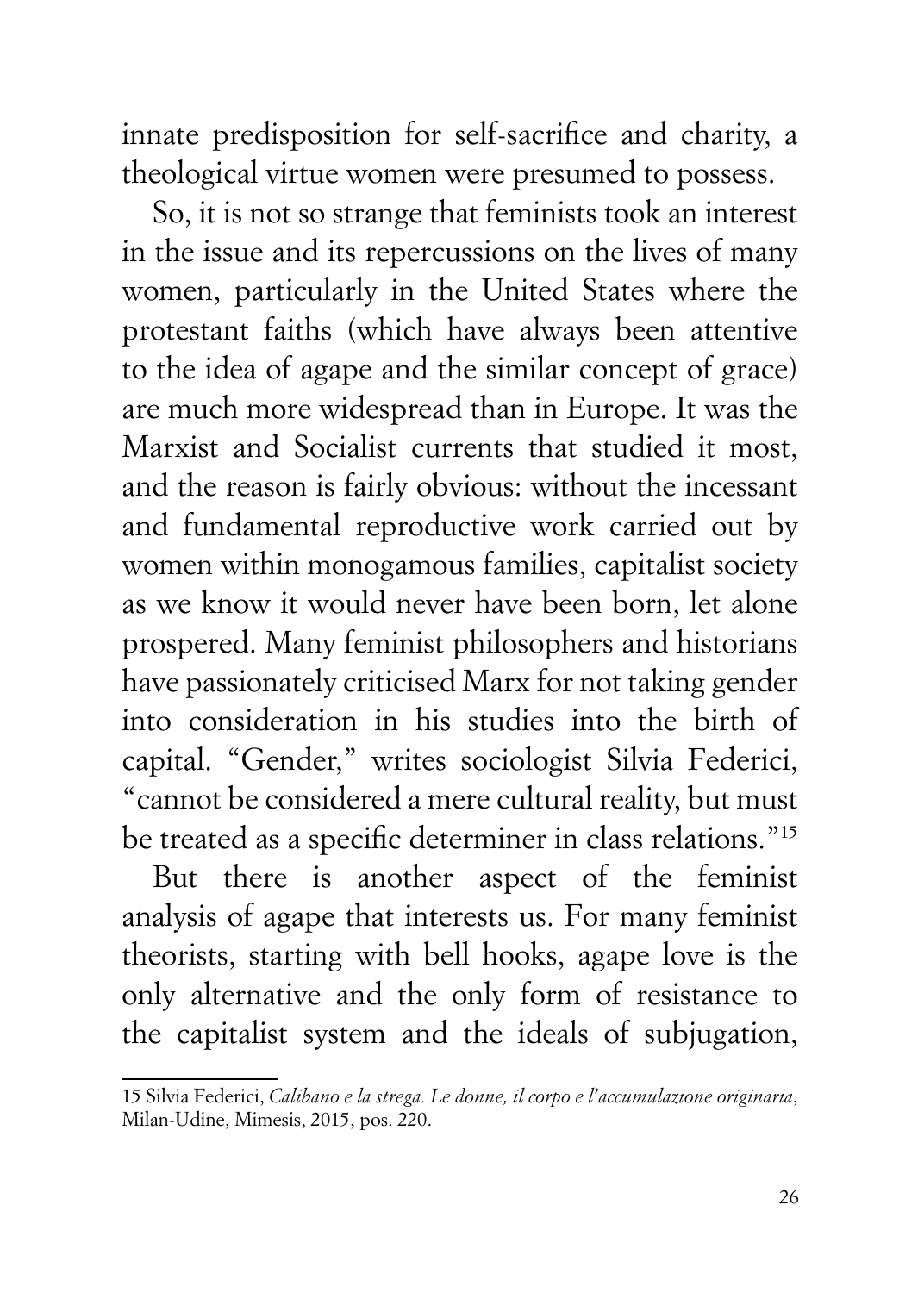innate predisposition for self-sacrifice and charity, a theological virtue women were presumed to possess.

So, it is not so strange that feminists took an interest in the issue and its repercussions on the lives of many women, particularly in the United States where the protestant faiths (which have always been attentive to the idea of agape and the similar concept of grace) are much more widespread than in Europe. It was the Marxist and Socialist currents that studied it most, and the reason is fairly obvious: without the incessant and fundamental reproductive work carried out by women within monogamous families, capitalist society as we know it would never have been born, let alone prospered. Many feminist philosophers and historians have passionately criticised Marx for not taking gender into consideration in his studies into the birth of capital. "Gender," writes sociologist Silvia Federici, "cannot be considered a mere cultural reality, but must be treated as a specific determiner in class relations."[15]

But there is another aspect of the feminist analysis of agape that interests us. For many feminist theorists, starting with bell hooks, agape love is the only alternative and the only form of resistance to the capitalist system and the ideals of subjugation,

---

15 Silvia Federici, *Calibano e la strega. Le donne, il corpo e l'accumulazione originaria*, Milan-Udine, Mimesis, 2015, pos. 220.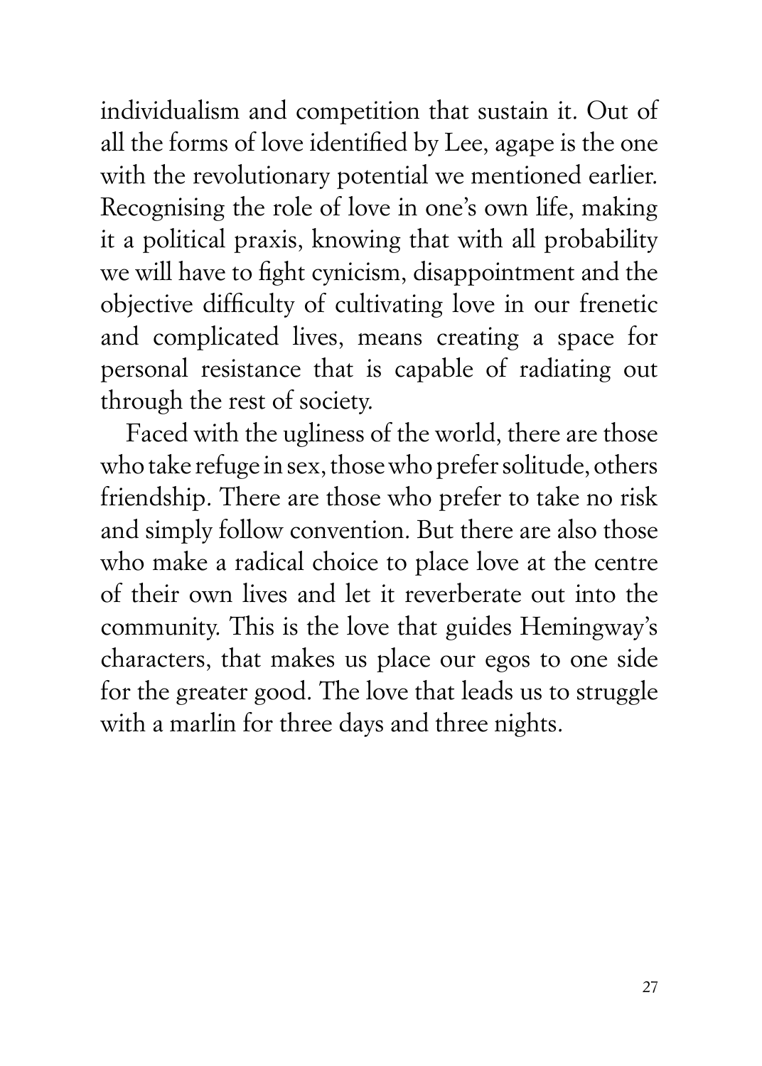individualism and competition that sustain it. Out of all the forms of love identified by Lee, agape is the one with the revolutionary potential we mentioned earlier. Recognising the role of love in one's own life, making it a political praxis, knowing that with all probability we will have to fight cynicism, disappointment and the objective difficulty of cultivating love in our frenetic and complicated lives, means creating a space for personal resistance that is capable of radiating out through the rest of society.

Faced with the ugliness of the world, there are those who take refuge in sex, those who prefer solitude, others friendship. There are those who prefer to take no risk and simply follow convention. But there are also those who make a radical choice to place love at the centre of their own lives and let it reverberate out into the community. This is the love that guides Hemingway's characters, that makes us place our egos to one side for the greater good. The love that leads us to struggle with a marlin for three days and three nights.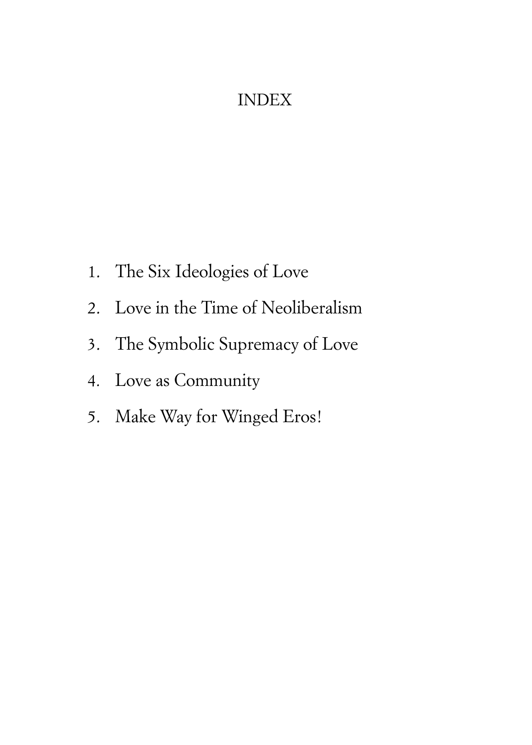# INDEX

1. The Six Ideologies of Love
2. Love in the Time of Neoliberalism
3. The Symbolic Supremacy of Love
4. Love as Community
5. Make Way for Winged Eros!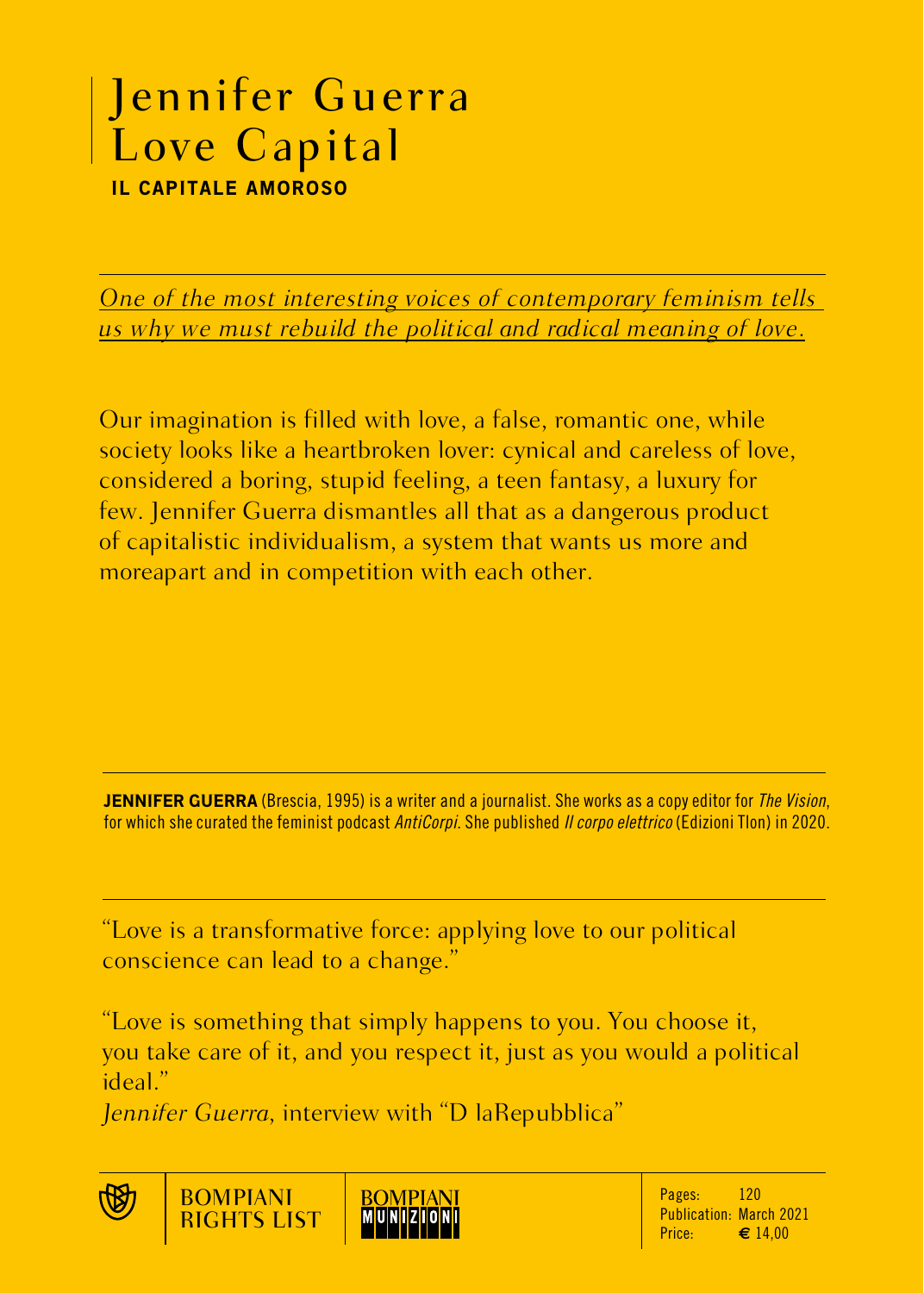# Jennifer Guerra
# Love Capital

**IL CAPITALE AMOROSO**

*One of the most interesting voices of contemporary feminism tells us why we must rebuild the political and radical meaning of love.*

Our imagination is filled with love, a false, romantic one, while society looks like a heartbroken lover: cynical and careless of love, considered a boring, stupid feeling, a teen fantasy, a luxury for few. Jennifer Guerra dismantles all that as a dangerous product of capitalistic individualism, a system that wants us more and moreapart and in competition with each other.

**JENNIFER GUERRA** (Brescia, 1995) is a writer and a journalist. She works as a copy editor for *The Vision*, for which she curated the feminist podcast *AntiCorpi*. She published *Il corpo elettrico* (Edizioni Tlon) in 2020.

"Love is a transformative force: applying love to our political conscience can lead to a change."

"Love is something that simply happens to you. You choose it, you take care of it, and you respect it, just as you would a political ideal."

*Jennifer Guerra*, interview with "D laRepubblica"

BOMPIANI RIGHTS LIST

BOMPIANI MUNIZIONI

Pages: 120
Publication: March 2021
Price: € 14,00